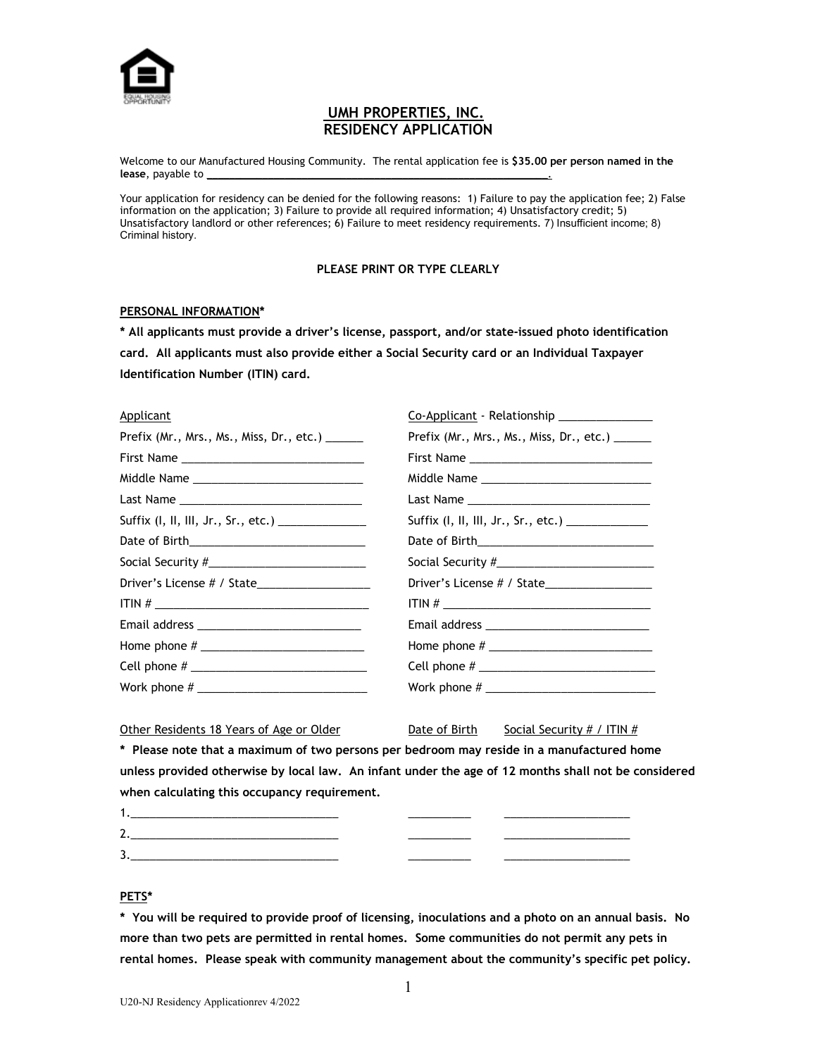# UMH PROPERTIES, INC.
# RESIDENCY APPLICATION

Welcome to our Manufactured Housing Community. The rental application fee is **$35.00 per person named in the lease**, payable to ____________________________________________________________.

Your application for residency can be denied for the following reasons: 1) Failure to pay the application fee; 2) False information on the application; 3) Failure to provide all required information; 4) Unsatisfactory credit; 5) Unsatisfactory landlord or other references; 6) Failure to meet residency requirements. 7) Insufficient income; 8) Criminal history.

**PLEASE PRINT OR TYPE CLEARLY**

**PERSONAL INFORMATION***

**\* All applicants must provide a driver's license, passport, and/or state-issued photo identification card. All applicants must also provide either a Social Security card or an Individual Taxpayer Identification Number (ITIN) card.**

| Applicant | Co-Applicant - Relationship _______________ |
|---|---|
| Prefix (Mr., Mrs., Ms., Miss, Dr., etc.) ______ | Prefix (Mr., Mrs., Ms., Miss, Dr., etc.) ______ |
| First Name ____________________________ | First Name ____________________________ |
| Middle Name ___________________________ | Middle Name ___________________________ |
| Last Name _____________________________ | Last Name _____________________________ |
| Suffix (I, II, III, Jr., Sr., etc.) ______________ | Suffix (I, II, III, Jr., Sr., etc.) _____________ |
| Date of Birth____________________________ | Date of Birth____________________________ |
| Social Security #_________________________ | Social Security #_________________________ |
| Driver's License # / State__________________ | Driver's License # / State_________________ |
| ITIN # __________________________________ | ITIN # __________________________________ |
| Email address __________________________ | Email address __________________________ |
| Home phone # __________________________ | Home phone # __________________________ |
| Cell phone # ____________________________ | Cell phone # ____________________________ |
| Work phone # ___________________________ | Work phone # ___________________________ |

**Other Residents 18 Years of Age or Older** | **Date of Birth** | **Social Security # / ITIN #**

**\* Please note that a maximum of two persons per bedroom may reside in a manufactured home unless provided otherwise by local law. An infant under the age of 12 months shall not be considered when calculating this occupancy requirement.**

| Other Residents 18 Years of Age or Older | Date of Birth | Social Security # / ITIN # |
|---|---|---|
| 1.________________________________ | __________ | ____________________ |
| 2.________________________________ | __________ | ____________________ |
| 3.________________________________ | __________ | ____________________ |

**PETS***

**\* You will be required to provide proof of licensing, inoculations and a photo on an annual basis. No more than two pets are permitted in rental homes. Some communities do not permit any pets in rental homes. Please speak with community management about the community's specific pet policy.**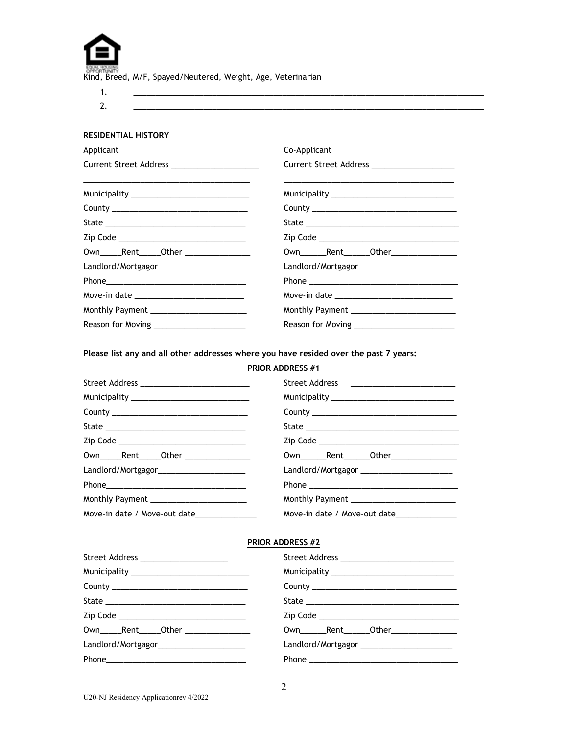Kind, Breed, M/F, Spayed/Neutered, Weight, Age, Veterinarian

1. ________________________________________________________________________________
2. ________________________________________________________________________________

**RESIDENTIAL HISTORY**

| Applicant | Co-Applicant |
|---|---|
| Current Street Address ____________________ | Current Street Address ___________________ |
| ________________________________________ | ________________________________________ |
| Municipality ___________________________ | Municipality ____________________________ |
| County _______________________________ | County _________________________________ |
| State ________________________________ | State __________________________________ |
| Zip Code _____________________________ | Zip Code _______________________________ |
| Own_____Rent_____Other _______________ | Own______Rent______Other_______________ |
| Landlord/Mortgagor ___________________ | Landlord/Mortgagor______________________ |
| Phone_________________________________ | Phone __________________________________ |
| Move-in date _________________________ | Move-in date ___________________________ |
| Monthly Payment ______________________ | Monthly Payment ________________________ |
| Reason for Moving ____________________ | Reason for Moving _______________________ |

**Please list any and all other addresses where you have resided over the past 7 years:**

**PRIOR ADDRESS #1**

| | |
|---|---|
| Street Address _________________________ | Street Address ________________________ |
| Municipality ___________________________ | Municipality ____________________________ |
| County _______________________________ | County _________________________________ |
| State ________________________________ | State __________________________________ |
| Zip Code _____________________________ | Zip Code _______________________________ |
| Own_____Rent_____Other _______________ | Own______Rent______Other_______________ |
| Landlord/Mortgagor____________________ | Landlord/Mortgagor _____________________ |
| Phone_________________________________ | Phone __________________________________ |
| Monthly Payment ______________________ | Monthly Payment ________________________ |
| Move-in date / Move-out date_____________ | Move-in date / Move-out date_____________ |

**PRIOR ADDRESS #2**

| | |
|---|---|
| Street Address ____________________ | Street Address __________________________ |
| Municipality ___________________________ | Municipality ____________________________ |
| County _______________________________ | County _________________________________ |
| State ________________________________ | State __________________________________ |
| Zip Code _____________________________ | Zip Code _______________________________ |
| Own_____Rent_____Other _______________ | Own______Rent______Other_______________ |
| Landlord/Mortgagor____________________ | Landlord/Mortgagor _____________________ |
| Phone_________________________________ | Phone __________________________________ |

U20-NJ Residency Applicationrev 4/2022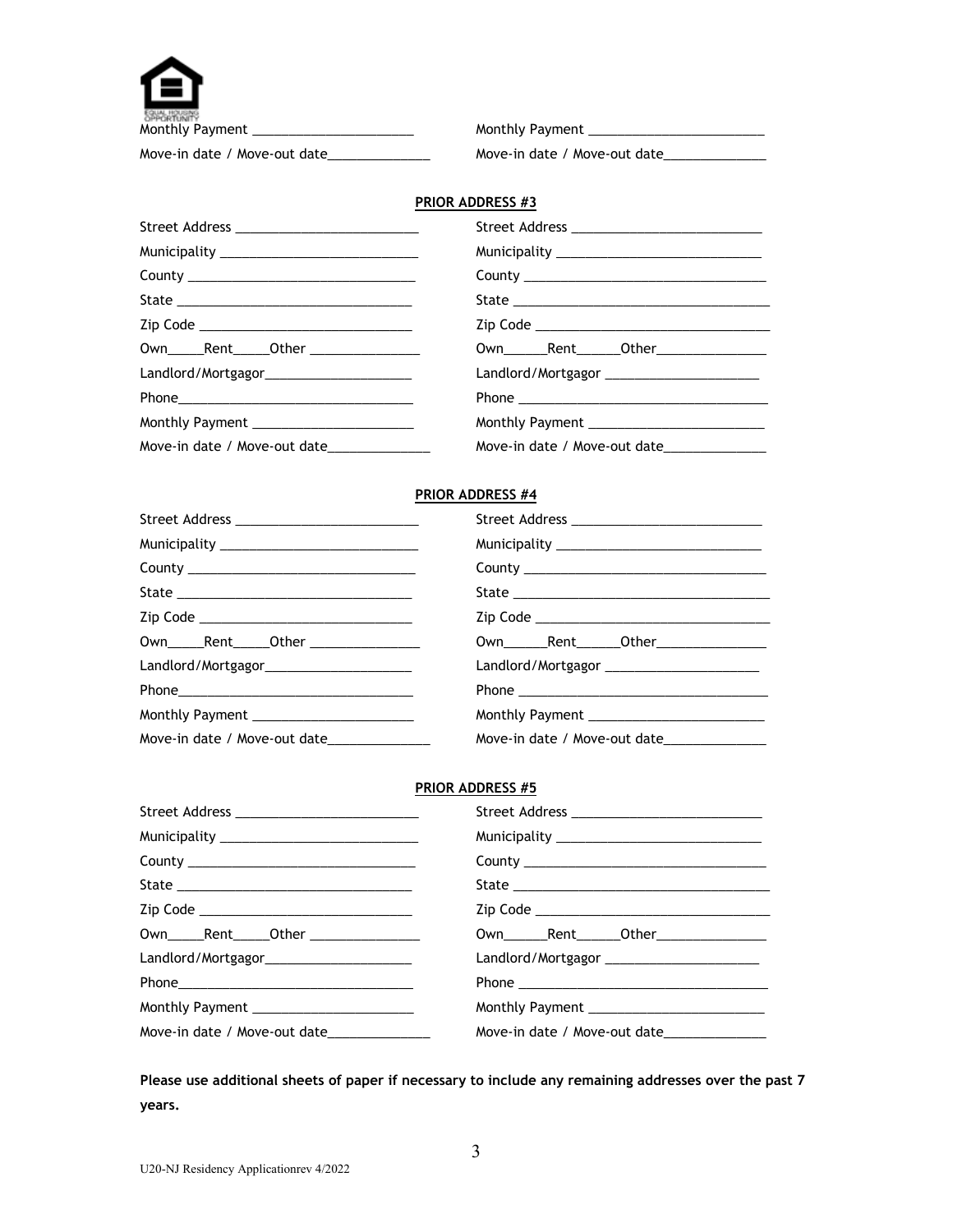Monthly Payment ______________________ Monthly Payment ________________________

Move-in date / Move-out date______________ Move-in date / Move-out date______________

**PRIOR ADDRESS #3**

Street Address _________________________ Street Address __________________________

Municipality ___________________________ Municipality ____________________________

County _______________________________ County ________________________________

State ________________________________ State __________________________________

Zip Code ______________________________ Zip Code _______________________________

Own_____Rent_____Other _______________ Own______Rent______Other_______________

Landlord/Mortgagor____________________ Landlord/Mortgagor _____________________

Phone_________________________________ Phone __________________________________

Monthly Payment ______________________ Monthly Payment ________________________

Move-in date / Move-out date______________ Move-in date / Move-out date______________

**PRIOR ADDRESS #4**

Street Address _________________________ Street Address __________________________

Municipality ___________________________ Municipality ____________________________

County _______________________________ County ________________________________

State ________________________________ State __________________________________

Zip Code ______________________________ Zip Code _______________________________

Own_____Rent_____Other _______________ Own______Rent______Other_______________

Landlord/Mortgagor____________________ Landlord/Mortgagor _____________________

Phone_________________________________ Phone __________________________________

Monthly Payment ______________________ Monthly Payment ________________________

Move-in date / Move-out date______________ Move-in date / Move-out date______________

**PRIOR ADDRESS #5**

Street Address _________________________ Street Address __________________________

Municipality ___________________________ Municipality ____________________________

County _______________________________ County ________________________________

State ________________________________ State __________________________________

Zip Code ______________________________ Zip Code _______________________________

Own_____Rent_____Other _______________ Own______Rent______Other_______________

Landlord/Mortgagor____________________ Landlord/Mortgagor _____________________

Phone_________________________________ Phone __________________________________

Monthly Payment ______________________ Monthly Payment ________________________

Move-in date / Move-out date______________ Move-in date / Move-out date______________

**Please use additional sheets of paper if necessary to include any remaining addresses over the past 7 years.**

U20-NJ Residency Applicationrev 4/2022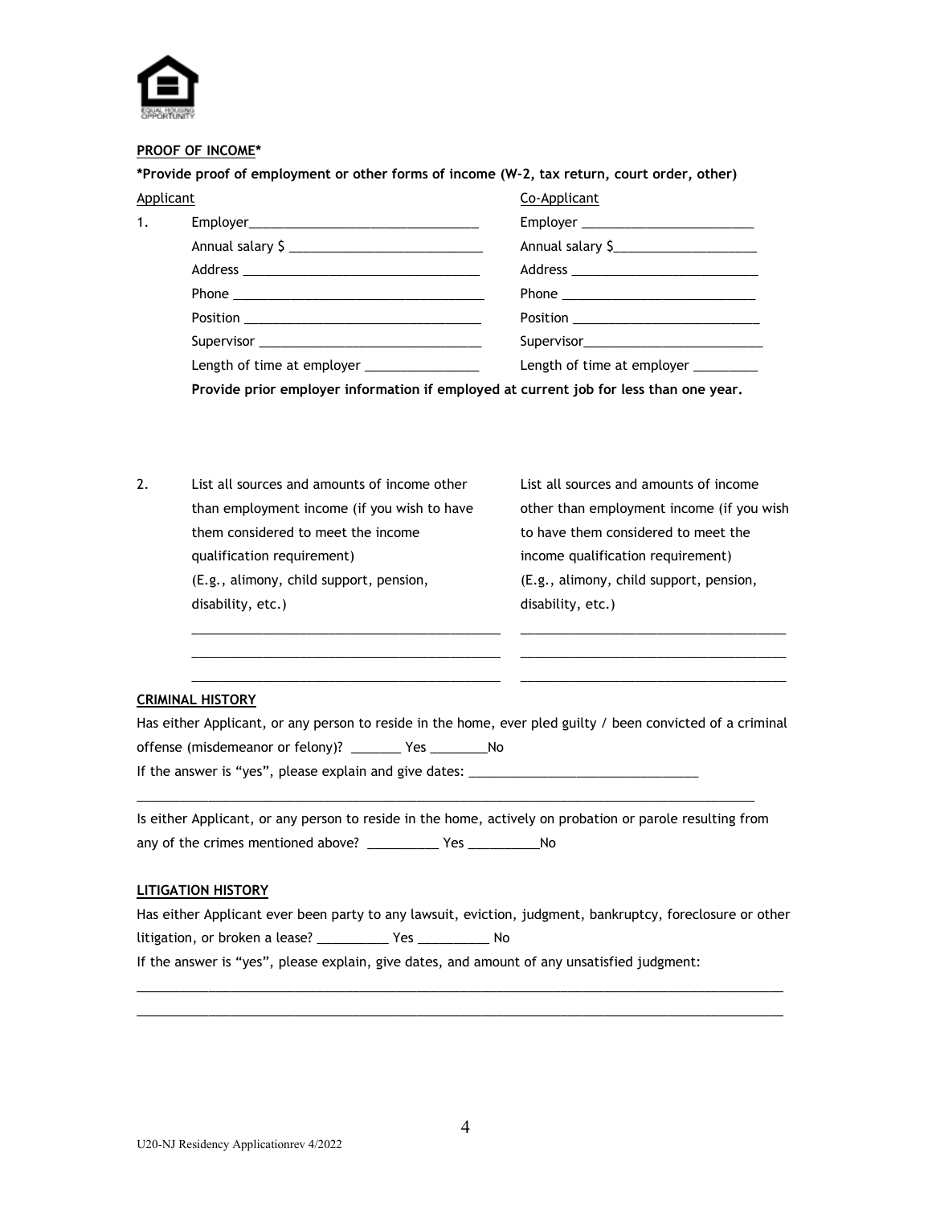**PROOF OF INCOME***

***Provide proof of employment or other forms of income (W-2, tax return, court order, other)**

| | Applicant | Co-Applicant |
|---|---|---|
| 1. | Employer_______________________________ | Employer _______________________ |
| | Annual salary $ __________________________ | Annual salary $___________________ |
| | Address ________________________________ | Address _________________________ |
| | Phone _________________________________ | Phone __________________________ |
| | Position ________________________________ | Position _________________________ |
| | Supervisor ______________________________ | Supervisor________________________ |
| | Length of time at employer _______________ | Length of time at employer _________ |

**Provide prior employer information if employed at current job for less than one year.**

| | Applicant | Co-Applicant |
|---|---|---|
| 2. | List all sources and amounts of income other than employment income (if you wish to have them considered to meet the income qualification requirement) (E.g., alimony, child support, pension, disability, etc.) | List all sources and amounts of income other than employment income (if you wish to have them considered to meet the income qualification requirement) (E.g., alimony, child support, pension, disability, etc.) |
| | __________________________________________ | ____________________________________ |
| | __________________________________________ | ____________________________________ |
| | __________________________________________ | ____________________________________ |

**CRIMINAL HISTORY**

Has either Applicant, or any person to reside in the home, ever pled guilty / been convicted of a criminal offense (misdemeanor or felony)? _______ Yes ________No

If the answer is "yes", please explain and give dates: _______________________________

_____________________________________________________________________________________

Is either Applicant, or any person to reside in the home, actively on probation or parole resulting from any of the crimes mentioned above? __________ Yes __________No

**LITIGATION HISTORY**

Has either Applicant ever been party to any lawsuit, eviction, judgment, bankruptcy, foreclosure or other litigation, or broken a lease? __________ Yes __________ No

If the answer is "yes", please explain, give dates, and amount of any unsatisfied judgment:

_____________________________________________________________________________________

_____________________________________________________________________________________

U20-NJ Residency Applicationrev 4/2022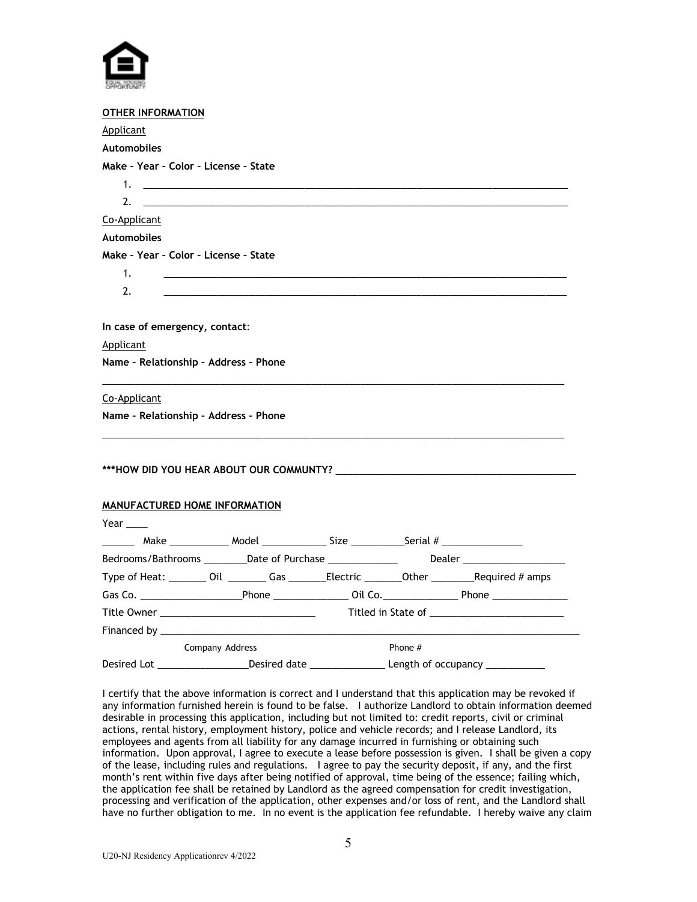**OTHER INFORMATION**

Applicant

**Automobiles**

**Make – Year – Color – License – State**

1. ______________________________________________________________________________
2. ______________________________________________________________________________

Co-Applicant

**Automobiles**

**Make – Year – Color – License – State**

1. ______________________________________________________________________________
2. ______________________________________________________________________________

**In case of emergency, contact**:

Applicant

**Name – Relationship – Address – Phone**

_________________________________________________________________________________________

Co-Applicant

**Name – Relationship – Address – Phone**

_________________________________________________________________________________________

**\*\*\*HOW DID YOU HEAR ABOUT OUR COMMUNTY? ____________________________________________**

**MANUFACTURED HOME INFORMATION**

Year ____

______ Make ___________ Model ____________ Size __________Serial # _______________

Bedrooms/Bathrooms ________Date of Purchase _____________ Dealer ___________________

Type of Heat: _______ Oil _______ Gas _______Electric _______Other ________Required # amps

Gas Co. ___________________Phone ______________ Oil Co.______________ Phone ______________

Title Owner _____________________________ Titled in State of _________________________

Financed by ______________________________________________________________________________

Company Address Phone #

Desired Lot _________________Desired date ______________ Length of occupancy ___________

I certify that the above information is correct and I understand that this application may be revoked if any information furnished herein is found to be false. I authorize Landlord to obtain information deemed desirable in processing this application, including but not limited to: credit reports, civil or criminal actions, rental history, employment history, police and vehicle records; and I release Landlord, its employees and agents from all liability for any damage incurred in furnishing or obtaining such information. Upon approval, I agree to execute a lease before possession is given. I shall be given a copy of the lease, including rules and regulations. I agree to pay the security deposit, if any, and the first month's rent within five days after being notified of approval, time being of the essence; failing which, the application fee shall be retained by Landlord as the agreed compensation for credit investigation, processing and verification of the application, other expenses and/or loss of rent, and the Landlord shall have no further obligation to me. In no event is the application fee refundable. I hereby waive any claim

U20-NJ Residency Applicationrev 4/2022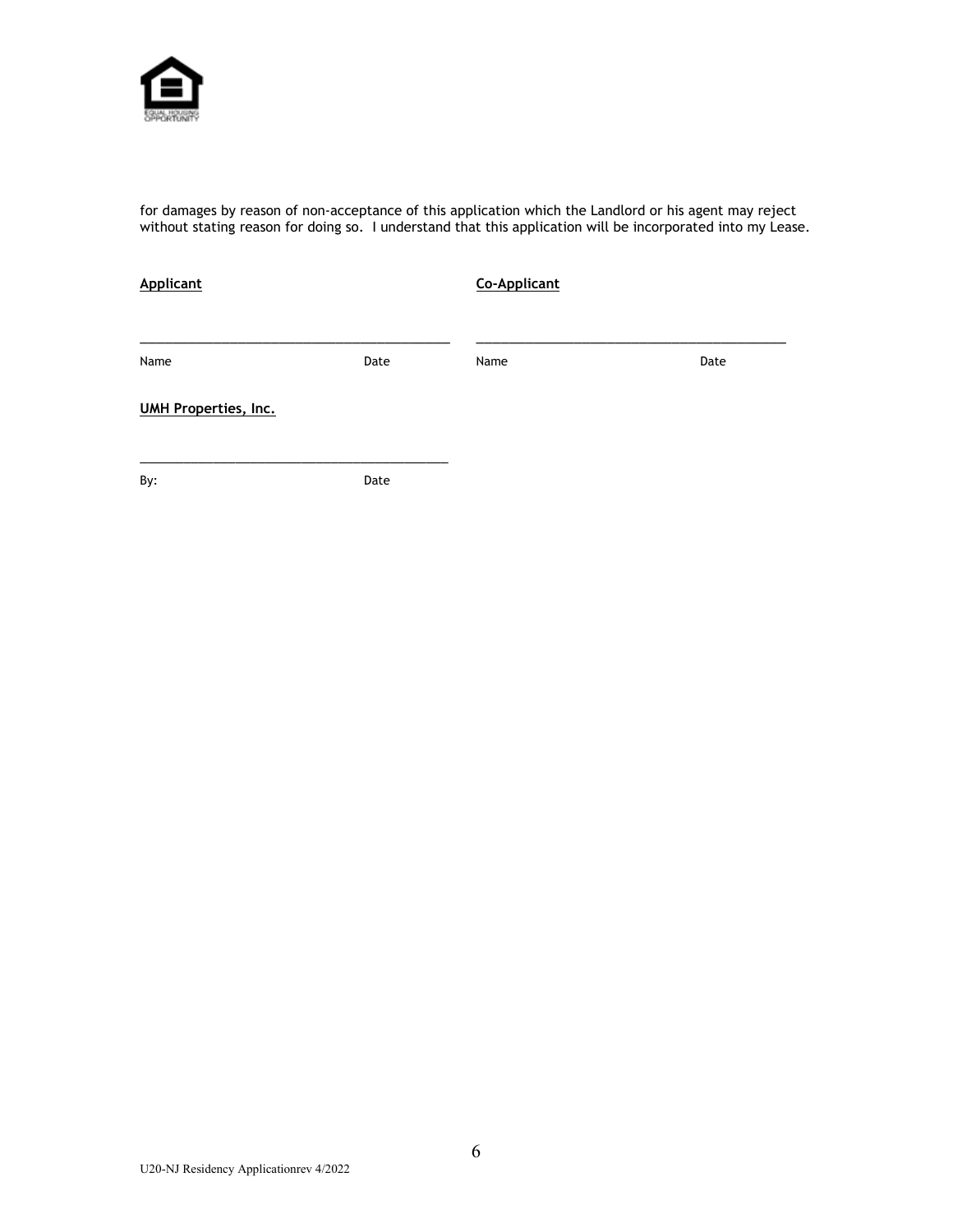for damages by reason of non-acceptance of this application which the Landlord or his agent may reject without stating reason for doing so. I understand that this application will be incorporated into my Lease.

**Applicant**

_____________________________________________

Name Date

**Co-Applicant**

_____________________________________________

Name Date

**UMH Properties, Inc.**

_____________________________________________

By: Date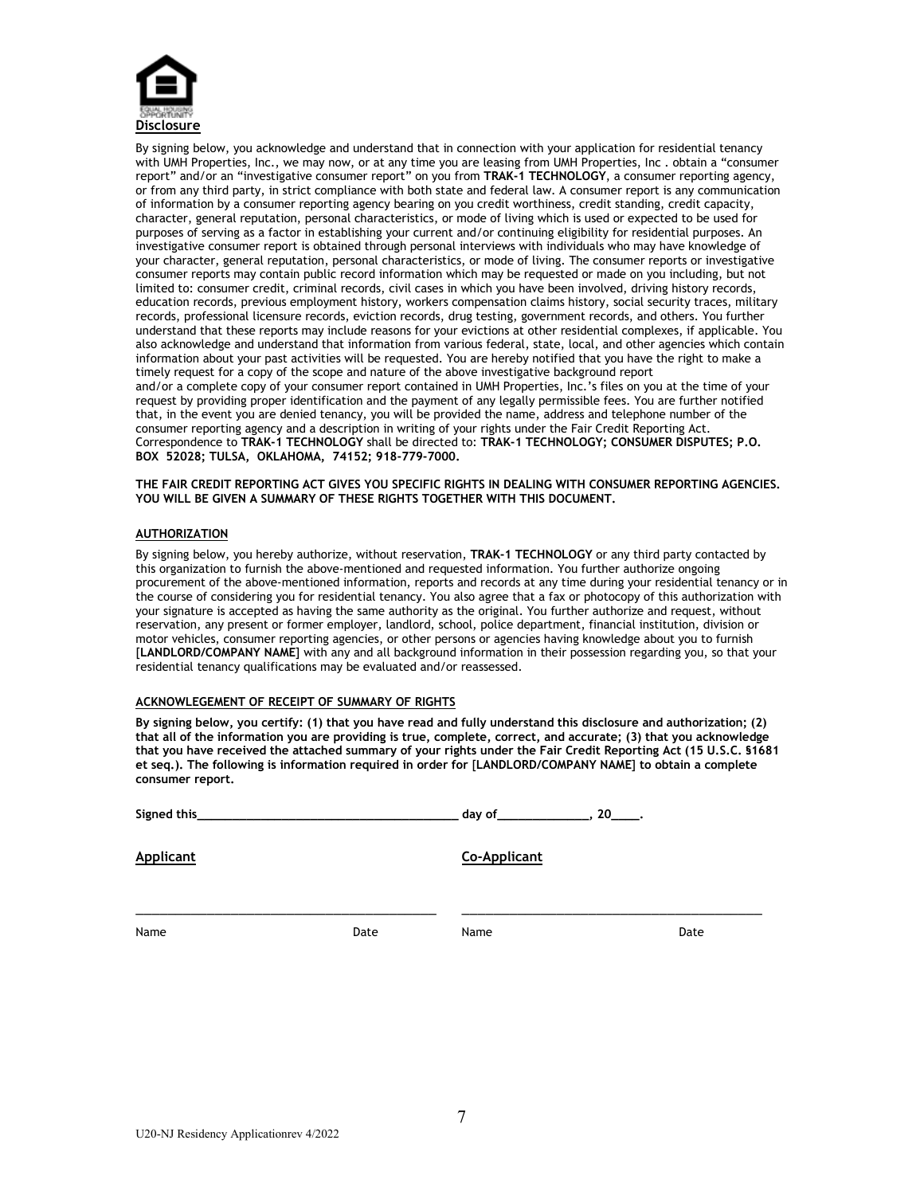EQUAL HOUSING OPPORTUNITY

## Disclosure

By signing below, you acknowledge and understand that in connection with your application for residential tenancy with UMH Properties, Inc., we may now, or at any time you are leasing from UMH Properties, Inc . obtain a "consumer report" and/or an "investigative consumer report" on you from **TRAK-1 TECHNOLOGY**, a consumer reporting agency, or from any third party, in strict compliance with both state and federal law. A consumer report is any communication of information by a consumer reporting agency bearing on you credit worthiness, credit standing, credit capacity, character, general reputation, personal characteristics, or mode of living which is used or expected to be used for purposes of serving as a factor in establishing your current and/or continuing eligibility for residential purposes. An investigative consumer report is obtained through personal interviews with individuals who may have knowledge of your character, general reputation, personal characteristics, or mode of living. The consumer reports or investigative consumer reports may contain public record information which may be requested or made on you including, but not limited to: consumer credit, criminal records, civil cases in which you have been involved, driving history records, education records, previous employment history, workers compensation claims history, social security traces, military records, professional licensure records, eviction records, drug testing, government records, and others. You further understand that these reports may include reasons for your evictions at other residential complexes, if applicable. You also acknowledge and understand that information from various federal, state, local, and other agencies which contain information about your past activities will be requested. You are hereby notified that you have the right to make a timely request for a copy of the scope and nature of the above investigative background report and/or a complete copy of your consumer report contained in UMH Properties, Inc.'s files on you at the time of your request by providing proper identification and the payment of any legally permissible fees. You are further notified that, in the event you are denied tenancy, you will be provided the name, address and telephone number of the consumer reporting agency and a description in writing of your rights under the Fair Credit Reporting Act. Correspondence to **TRAK-1 TECHNOLOGY** shall be directed to: **TRAK-1 TECHNOLOGY; CONSUMER DISPUTES; P.O. BOX 52028; TULSA, OKLAHOMA, 74152; 918-779-7000.**

**THE FAIR CREDIT REPORTING ACT GIVES YOU SPECIFIC RIGHTS IN DEALING WITH CONSUMER REPORTING AGENCIES. YOU WILL BE GIVEN A SUMMARY OF THESE RIGHTS TOGETHER WITH THIS DOCUMENT.**

## AUTHORIZATION

By signing below, you hereby authorize, without reservation, **TRAK-1 TECHNOLOGY** or any third party contacted by this organization to furnish the above-mentioned and requested information. You further authorize ongoing procurement of the above-mentioned information, reports and records at any time during your residential tenancy or in the course of considering you for residential tenancy. You also agree that a fax or photocopy of this authorization with your signature is accepted as having the same authority as the original. You further authorize and request, without reservation, any present or former employer, landlord, school, police department, financial institution, division or motor vehicles, consumer reporting agencies, or other persons or agencies having knowledge about you to furnish [**LANDLORD/COMPANY NAME**] with any and all background information in their possession regarding you, so that your residential tenancy qualifications may be evaluated and/or reassessed.

## ACKNOWLEGEMENT OF RECEIPT OF SUMMARY OF RIGHTS

**By signing below, you certify: (1) that you have read and fully understand this disclosure and authorization; (2) that all of the information you are providing is true, complete, correct, and accurate; (3) that you acknowledge that you have received the attached summary of your rights under the Fair Credit Reporting Act (15 U.S.C. §1681 et seq.). The following is information required in order for [LANDLORD/COMPANY NAME] to obtain a complete consumer report.**

**Signed this________________________________________ day of______________, 20____.**

**Applicant** **Co-Applicant**

_____________________________________________ _____________________________________________

Name Date Name Date

U20-NJ Residency Applicationrev 4/2022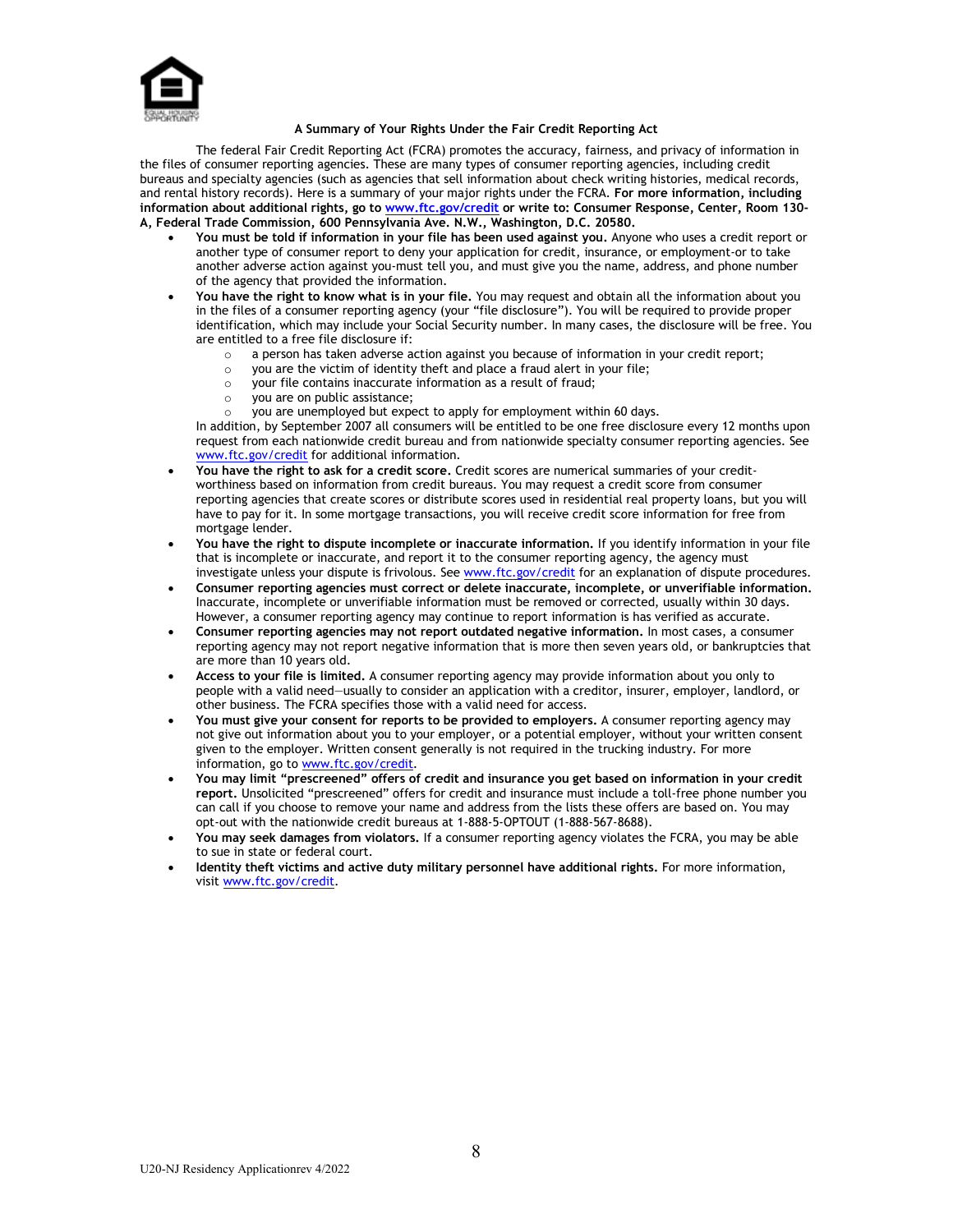## A Summary of Your Rights Under the Fair Credit Reporting Act

The federal Fair Credit Reporting Act (FCRA) promotes the accuracy, fairness, and privacy of information in the files of consumer reporting agencies. These are many types of consumer reporting agencies, including credit bureaus and specialty agencies (such as agencies that sell information about check writing histories, medical records, and rental history records). Here is a summary of your major rights under the FCRA. **For more information, including information about additional rights, go to www.ftc.gov/credit or write to: Consumer Response, Center, Room 130-A, Federal Trade Commission, 600 Pennsylvania Ave. N.W., Washington, D.C. 20580.**

- **You must be told if information in your file has been used against you.** Anyone who uses a credit report or another type of consumer report to deny your application for credit, insurance, or employment-or to take another adverse action against you-must tell you, and must give you the name, address, and phone number of the agency that provided the information.
- **You have the right to know what is in your file.** You may request and obtain all the information about you in the files of a consumer reporting agency (your "file disclosure"). You will be required to provide proper identification, which may include your Social Security number. In many cases, the disclosure will be free. You are entitled to a free file disclosure if:
  - a person has taken adverse action against you because of information in your credit report;
  - you are the victim of identity theft and place a fraud alert in your file;
  - your file contains inaccurate information as a result of fraud;
  - you are on public assistance;
  - you are unemployed but expect to apply for employment within 60 days.

  In addition, by September 2007 all consumers will be entitled to be one free disclosure every 12 months upon request from each nationwide credit bureau and from nationwide specialty consumer reporting agencies. See www.ftc.gov/credit for additional information.
- **You have the right to ask for a credit score.** Credit scores are numerical summaries of your credit-worthiness based on information from credit bureaus. You may request a credit score from consumer reporting agencies that create scores or distribute scores used in residential real property loans, but you will have to pay for it. In some mortgage transactions, you will receive credit score information for free from mortgage lender.
- **You have the right to dispute incomplete or inaccurate information.** If you identify information in your file that is incomplete or inaccurate, and report it to the consumer reporting agency, the agency must investigate unless your dispute is frivolous. See www.ftc.gov/credit for an explanation of dispute procedures.
- **Consumer reporting agencies must correct or delete inaccurate, incomplete, or unverifiable information.** Inaccurate, incomplete or unverifiable information must be removed or corrected, usually within 30 days. However, a consumer reporting agency may continue to report information is has verified as accurate.
- **Consumer reporting agencies may not report outdated negative information.** In most cases, a consumer reporting agency may not report negative information that is more then seven years old, or bankruptcies that are more than 10 years old.
- **Access to your file is limited.** A consumer reporting agency may provide information about you only to people with a valid need—usually to consider an application with a creditor, insurer, employer, landlord, or other business. The FCRA specifies those with a valid need for access.
- **You must give your consent for reports to be provided to employers.** A consumer reporting agency may not give out information about you to your employer, or a potential employer, without your written consent given to the employer. Written consent generally is not required in the trucking industry. For more information, go to www.ftc.gov/credit.
- **You may limit "prescreened" offers of credit and insurance you get based on information in your credit report.** Unsolicited "prescreened" offers for credit and insurance must include a toll-free phone number you can call if you choose to remove your name and address from the lists these offers are based on. You may opt-out with the nationwide credit bureaus at 1-888-5-OPTOUT (1-888-567-8688).
- **You may seek damages from violators.** If a consumer reporting agency violates the FCRA, you may be able to sue in state or federal court.
- **Identity theft victims and active duty military personnel have additional rights.** For more information, visit www.ftc.gov/credit.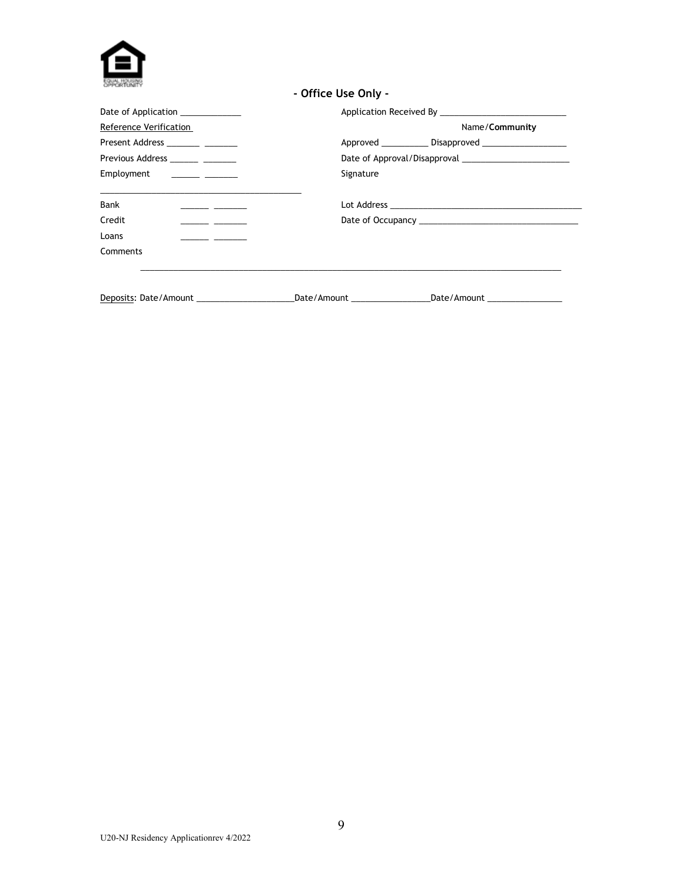## - Office Use Only -

Date of Application _____________

Application Received By ___________________________

Name/**Community**

Reference Verification

Present Address _______ _______

Previous Address ______ _______

Employment ______ _______

Approved __________ Disapproved __________________

Date of Approval/Disapproval ________________________

Signature

_____________________________________________

Bank ______ _______

Credit ______ _______

Loans ______ _______

Comments

Lot Address _________________________________________

Date of Occupancy ___________________________________

_____________________________________________________________________________________________

Deposits: Date/Amount _____________________Date/Amount _________________Date/Amount ________________

U20-NJ Residency Applicationrev 4/2022